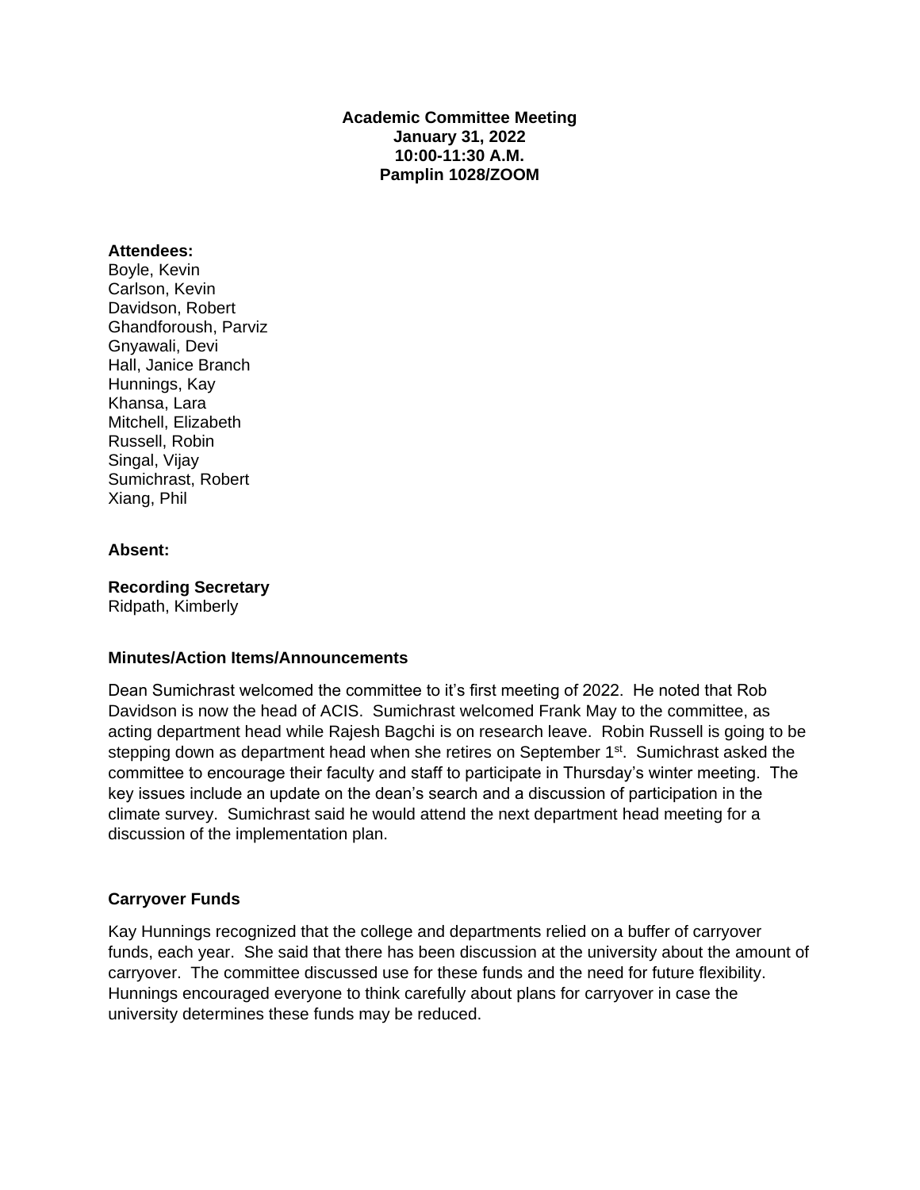**Academic Committee Meeting**
**January 31, 2022**
**10:00-11:30 A.M.**
**Pamplin 1028/ZOOM**

**Attendees:**
Boyle, Kevin
Carlson, Kevin
Davidson, Robert
Ghandforoush, Parviz
Gnyawali, Devi
Hall, Janice Branch
Hunnings, Kay
Khansa, Lara
Mitchell, Elizabeth
Russell, Robin
Singal, Vijay
Sumichrast, Robert
Xiang, Phil

**Absent:**

**Recording Secretary**
Ridpath, Kimberly

**Minutes/Action Items/Announcements**

Dean Sumichrast welcomed the committee to it's first meeting of 2022. He noted that Rob Davidson is now the head of ACIS. Sumichrast welcomed Frank May to the committee, as acting department head while Rajesh Bagchi is on research leave. Robin Russell is going to be stepping down as department head when she retires on September 1st. Sumichrast asked the committee to encourage their faculty and staff to participate in Thursday's winter meeting. The key issues include an update on the dean's search and a discussion of participation in the climate survey. Sumichrast said he would attend the next department head meeting for a discussion of the implementation plan.

**Carryover Funds**

Kay Hunnings recognized that the college and departments relied on a buffer of carryover funds, each year. She said that there has been discussion at the university about the amount of carryover. The committee discussed use for these funds and the need for future flexibility. Hunnings encouraged everyone to think carefully about plans for carryover in case the university determines these funds may be reduced.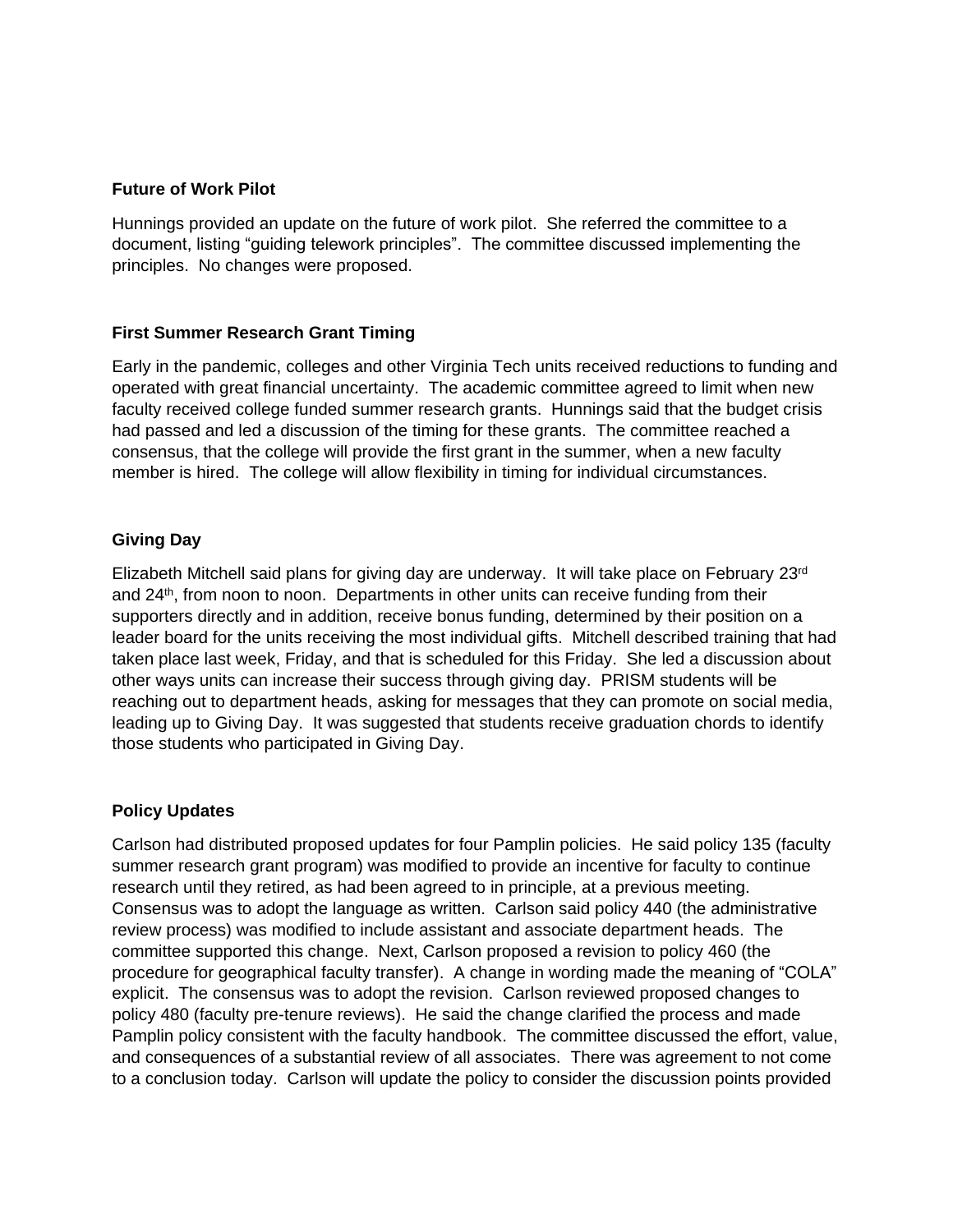**Future of Work Pilot**

Hunnings provided an update on the future of work pilot. She referred the committee to a document, listing "guiding telework principles". The committee discussed implementing the principles. No changes were proposed.

**First Summer Research Grant Timing**

Early in the pandemic, colleges and other Virginia Tech units received reductions to funding and operated with great financial uncertainty. The academic committee agreed to limit when new faculty received college funded summer research grants. Hunnings said that the budget crisis had passed and led a discussion of the timing for these grants. The committee reached a consensus, that the college will provide the first grant in the summer, when a new faculty member is hired. The college will allow flexibility in timing for individual circumstances.

**Giving Day**

Elizabeth Mitchell said plans for giving day are underway. It will take place on February 23rd and 24th, from noon to noon. Departments in other units can receive funding from their supporters directly and in addition, receive bonus funding, determined by their position on a leader board for the units receiving the most individual gifts. Mitchell described training that had taken place last week, Friday, and that is scheduled for this Friday. She led a discussion about other ways units can increase their success through giving day. PRISM students will be reaching out to department heads, asking for messages that they can promote on social media, leading up to Giving Day. It was suggested that students receive graduation chords to identify those students who participated in Giving Day.

**Policy Updates**

Carlson had distributed proposed updates for four Pamplin policies. He said policy 135 (faculty summer research grant program) was modified to provide an incentive for faculty to continue research until they retired, as had been agreed to in principle, at a previous meeting. Consensus was to adopt the language as written. Carlson said policy 440 (the administrative review process) was modified to include assistant and associate department heads. The committee supported this change. Next, Carlson proposed a revision to policy 460 (the procedure for geographical faculty transfer). A change in wording made the meaning of "COLA" explicit. The consensus was to adopt the revision. Carlson reviewed proposed changes to policy 480 (faculty pre-tenure reviews). He said the change clarified the process and made Pamplin policy consistent with the faculty handbook. The committee discussed the effort, value, and consequences of a substantial review of all associates. There was agreement to not come to a conclusion today. Carlson will update the policy to consider the discussion points provided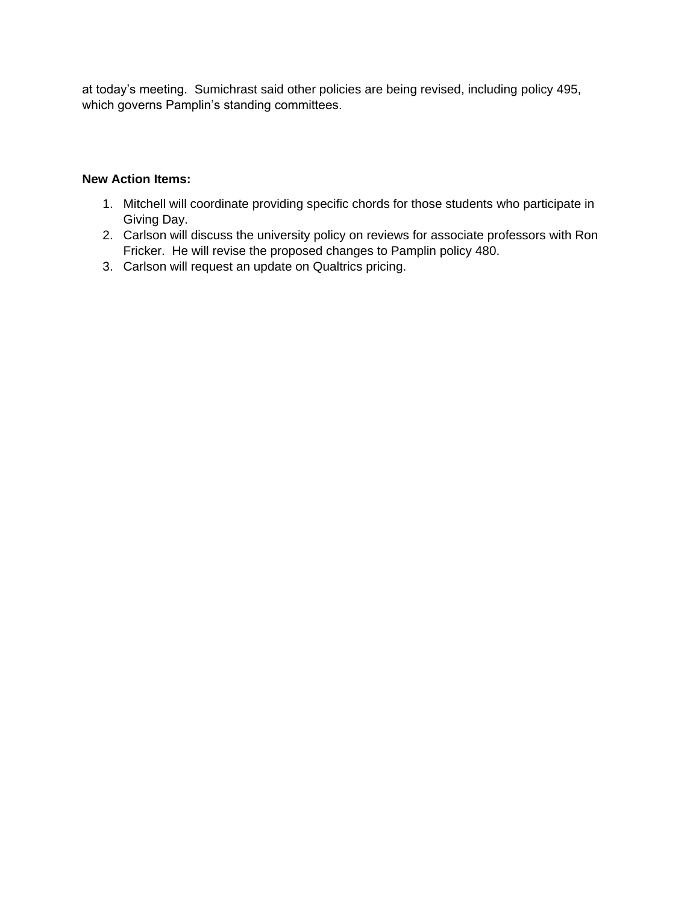at today's meeting. Sumichrast said other policies are being revised, including policy 495, which governs Pamplin's standing committees.

**New Action Items:**

1. Mitchell will coordinate providing specific chords for those students who participate in Giving Day.
2. Carlson will discuss the university policy on reviews for associate professors with Ron Fricker. He will revise the proposed changes to Pamplin policy 480.
3. Carlson will request an update on Qualtrics pricing.